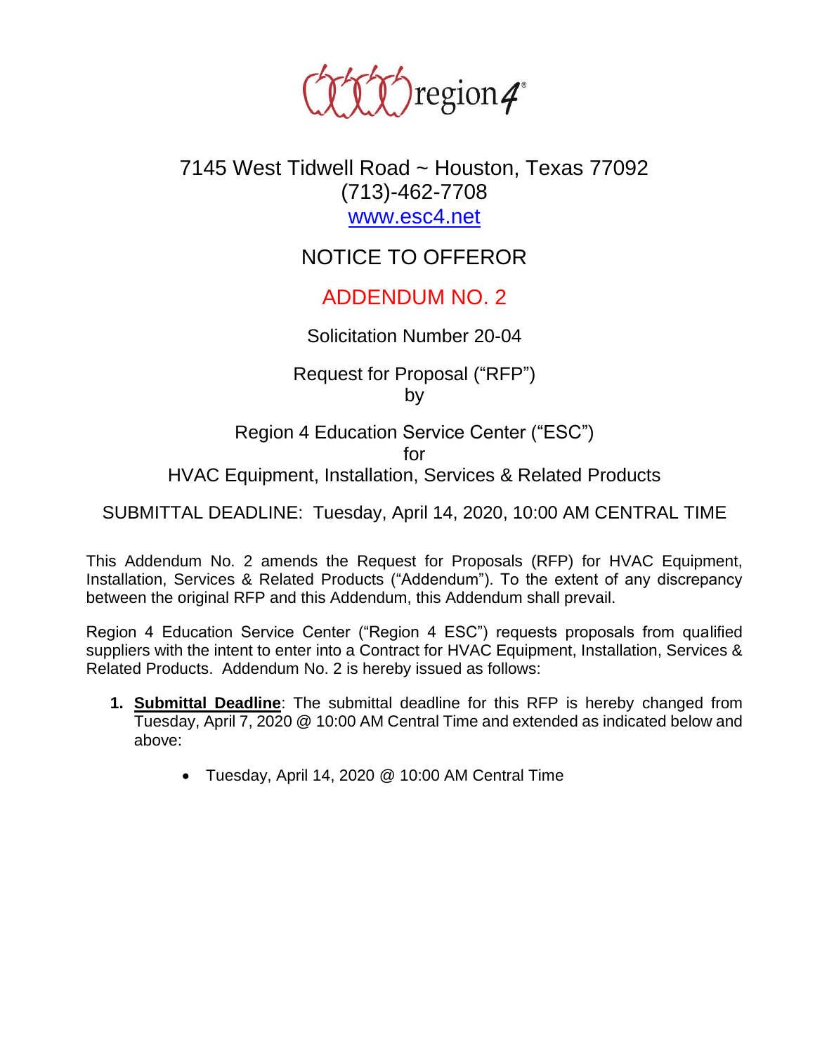region4

7145 West Tidwell Road ~ Houston, Texas 77092
(713)-462-7708
www.esc4.net

# NOTICE TO OFFEROR

# ADDENDUM NO. 2

Solicitation Number 20-04

Request for Proposal ("RFP")
by

Region 4 Education Service Center ("ESC")
for
HVAC Equipment, Installation, Services & Related Products

SUBMITTAL DEADLINE: Tuesday, April 14, 2020, 10:00 AM CENTRAL TIME

This Addendum No. 2 amends the Request for Proposals (RFP) for HVAC Equipment, Installation, Services & Related Products ("Addendum"). To the extent of any discrepancy between the original RFP and this Addendum, this Addendum shall prevail.

Region 4 Education Service Center ("Region 4 ESC") requests proposals from qualified suppliers with the intent to enter into a Contract for HVAC Equipment, Installation, Services & Related Products. Addendum No. 2 is hereby issued as follows:

1. **Submittal Deadline**: The submittal deadline for this RFP is hereby changed from Tuesday, April 7, 2020 @ 10:00 AM Central Time and extended as indicated below and above:

    - Tuesday, April 14, 2020 @ 10:00 AM Central Time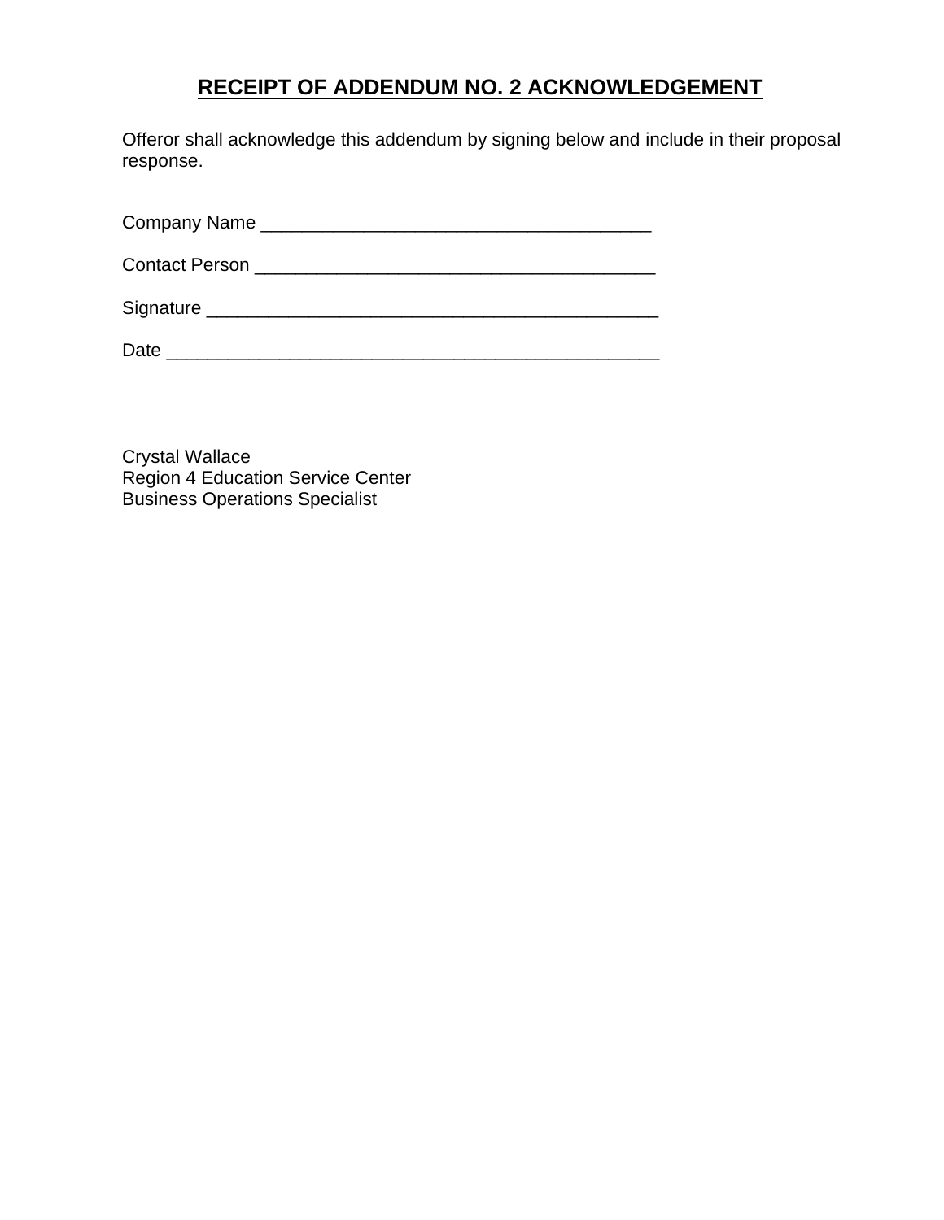# RECEIPT OF ADDENDUM NO. 2 ACKNOWLEDGEMENT

Offeror shall acknowledge this addendum by signing below and include in their proposal response.

Company Name ______________________________________

Contact Person ______________________________________

Signature ____________________________________________

Date ________________________________________________

Crystal Wallace
Region 4 Education Service Center
Business Operations Specialist